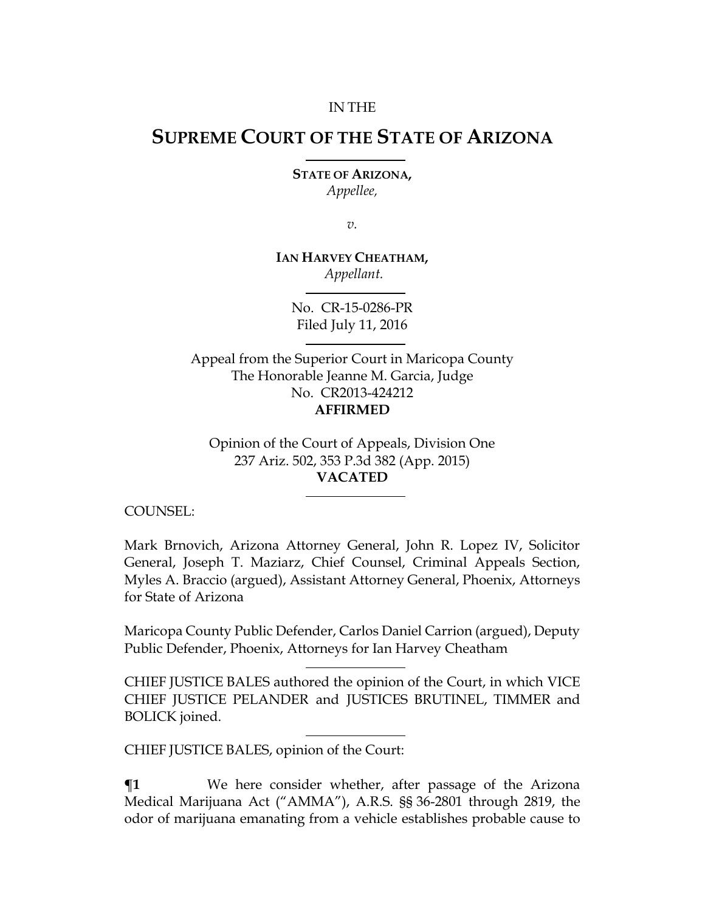IN THE

# SUPREME COURT OF THE STATE OF ARIZONA

**STATE OF ARIZONA,**
*Appellee,*

*v.*

**IAN HARVEY CHEATHAM,**
*Appellant.*

No. CR-15-0286-PR
Filed July 11, 2016

Appeal from the Superior Court in Maricopa County
The Honorable Jeanne M. Garcia, Judge
No. CR2013-424212
**AFFIRMED**

Opinion of the Court of Appeals, Division One
237 Ariz. 502, 353 P.3d 382 (App. 2015)
**VACATED**

COUNSEL:

Mark Brnovich, Arizona Attorney General, John R. Lopez IV, Solicitor General, Joseph T. Maziarz, Chief Counsel, Criminal Appeals Section, Myles A. Braccio (argued), Assistant Attorney General, Phoenix, Attorneys for State of Arizona

Maricopa County Public Defender, Carlos Daniel Carrion (argued), Deputy Public Defender, Phoenix, Attorneys for Ian Harvey Cheatham

CHIEF JUSTICE BALES authored the opinion of the Court, in which VICE CHIEF JUSTICE PELANDER and JUSTICES BRUTINEL, TIMMER and BOLICK joined.

CHIEF JUSTICE BALES, opinion of the Court:

**¶1** We here consider whether, after passage of the Arizona Medical Marijuana Act ("AMMA"), A.R.S. §§ 36-2801 through 2819, the odor of marijuana emanating from a vehicle establishes probable cause to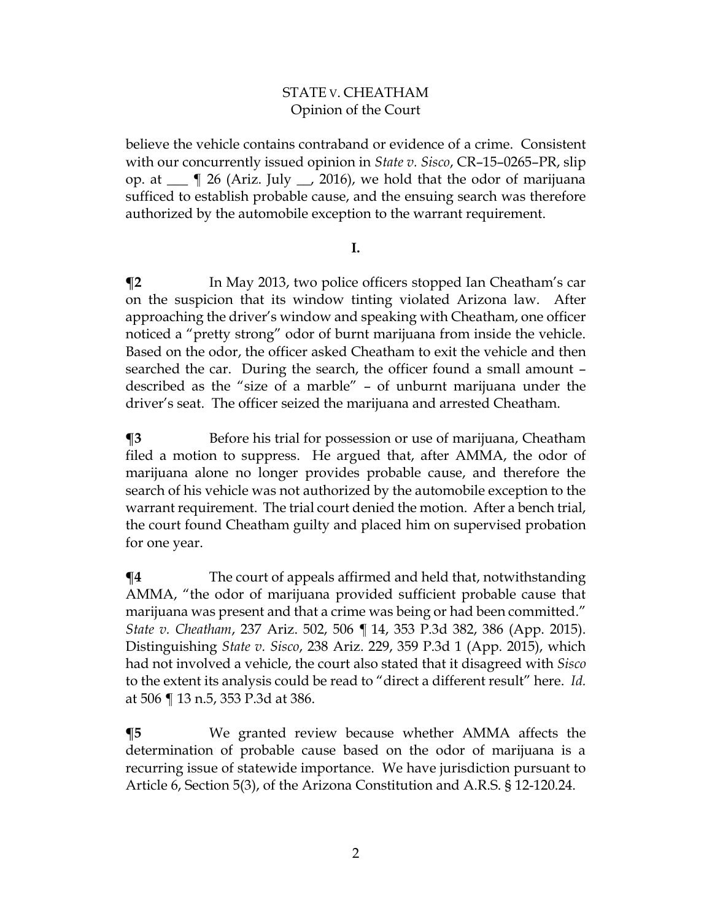believe the vehicle contains contraband or evidence of a crime. Consistent with our concurrently issued opinion in *State v. Sisco*, CR–15–0265–PR, slip op. at ___ ¶ 26 (Ariz. July __, 2016), we hold that the odor of marijuana sufficed to establish probable cause, and the ensuing search was therefore authorized by the automobile exception to the warrant requirement.

## I.

**¶2** In May 2013, two police officers stopped Ian Cheatham's car on the suspicion that its window tinting violated Arizona law. After approaching the driver's window and speaking with Cheatham, one officer noticed a "pretty strong" odor of burnt marijuana from inside the vehicle. Based on the odor, the officer asked Cheatham to exit the vehicle and then searched the car. During the search, the officer found a small amount – described as the "size of a marble" – of unburnt marijuana under the driver's seat. The officer seized the marijuana and arrested Cheatham.

**¶3** Before his trial for possession or use of marijuana, Cheatham filed a motion to suppress. He argued that, after AMMA, the odor of marijuana alone no longer provides probable cause, and therefore the search of his vehicle was not authorized by the automobile exception to the warrant requirement. The trial court denied the motion. After a bench trial, the court found Cheatham guilty and placed him on supervised probation for one year.

**¶4** The court of appeals affirmed and held that, notwithstanding AMMA, "the odor of marijuana provided sufficient probable cause that marijuana was present and that a crime was being or had been committed." *State v. Cheatham*, 237 Ariz. 502, 506 ¶ 14, 353 P.3d 382, 386 (App. 2015). Distinguishing *State v. Sisco*, 238 Ariz. 229, 359 P.3d 1 (App. 2015), which had not involved a vehicle, the court also stated that it disagreed with *Sisco* to the extent its analysis could be read to "direct a different result" here. *Id.* at 506 ¶ 13 n.5, 353 P.3d at 386.

**¶5** We granted review because whether AMMA affects the determination of probable cause based on the odor of marijuana is a recurring issue of statewide importance. We have jurisdiction pursuant to Article 6, Section 5(3), of the Arizona Constitution and A.R.S. § 12-120.24.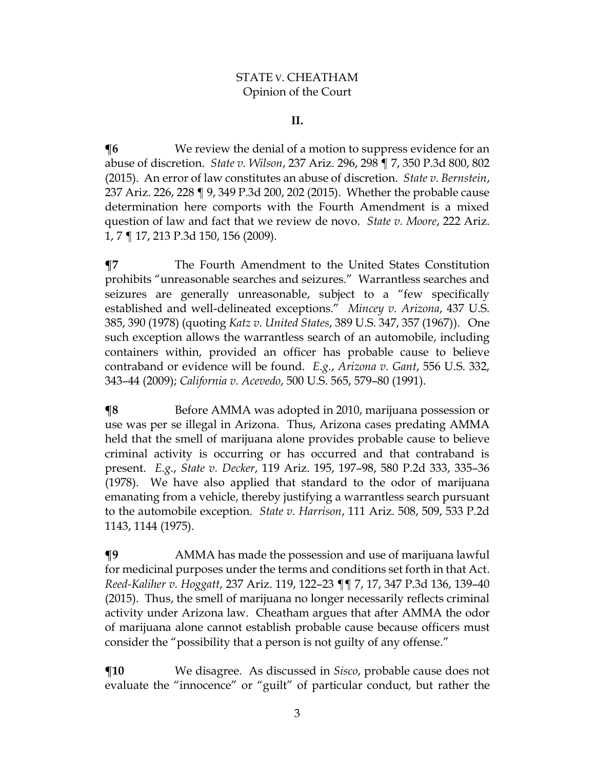## II.

**¶6** We review the denial of a motion to suppress evidence for an abuse of discretion. *State v. Wilson*, 237 Ariz. 296, 298 ¶ 7, 350 P.3d 800, 802 (2015). An error of law constitutes an abuse of discretion. *State v. Bernstein*, 237 Ariz. 226, 228 ¶ 9, 349 P.3d 200, 202 (2015). Whether the probable cause determination here comports with the Fourth Amendment is a mixed question of law and fact that we review de novo. *State v. Moore*, 222 Ariz. 1, 7 ¶ 17, 213 P.3d 150, 156 (2009).

**¶7** The Fourth Amendment to the United States Constitution prohibits "unreasonable searches and seizures." Warrantless searches and seizures are generally unreasonable, subject to a "few specifically established and well-delineated exceptions." *Mincey v. Arizona*, 437 U.S. 385, 390 (1978) (quoting *Katz v. United States*, 389 U.S. 347, 357 (1967)). One such exception allows the warrantless search of an automobile, including containers within, provided an officer has probable cause to believe contraband or evidence will be found. *E.g.*, *Arizona v. Gant*, 556 U.S. 332, 343–44 (2009); *California v. Acevedo*, 500 U.S. 565, 579–80 (1991).

**¶8** Before AMMA was adopted in 2010, marijuana possession or use was per se illegal in Arizona. Thus, Arizona cases predating AMMA held that the smell of marijuana alone provides probable cause to believe criminal activity is occurring or has occurred and that contraband is present. *E.g.*, *State v. Decker*, 119 Ariz. 195, 197–98, 580 P.2d 333, 335–36 (1978). We have also applied that standard to the odor of marijuana emanating from a vehicle, thereby justifying a warrantless search pursuant to the automobile exception. *State v. Harrison*, 111 Ariz. 508, 509, 533 P.2d 1143, 1144 (1975).

**¶9** AMMA has made the possession and use of marijuana lawful for medicinal purposes under the terms and conditions set forth in that Act. *Reed-Kaliher v. Hoggatt*, 237 Ariz. 119, 122–23 ¶¶ 7, 17, 347 P.3d 136, 139–40 (2015). Thus, the smell of marijuana no longer necessarily reflects criminal activity under Arizona law. Cheatham argues that after AMMA the odor of marijuana alone cannot establish probable cause because officers must consider the "possibility that a person is not guilty of any offense."

**¶10** We disagree. As discussed in *Sisco*, probable cause does not evaluate the "innocence" or "guilt" of particular conduct, but rather the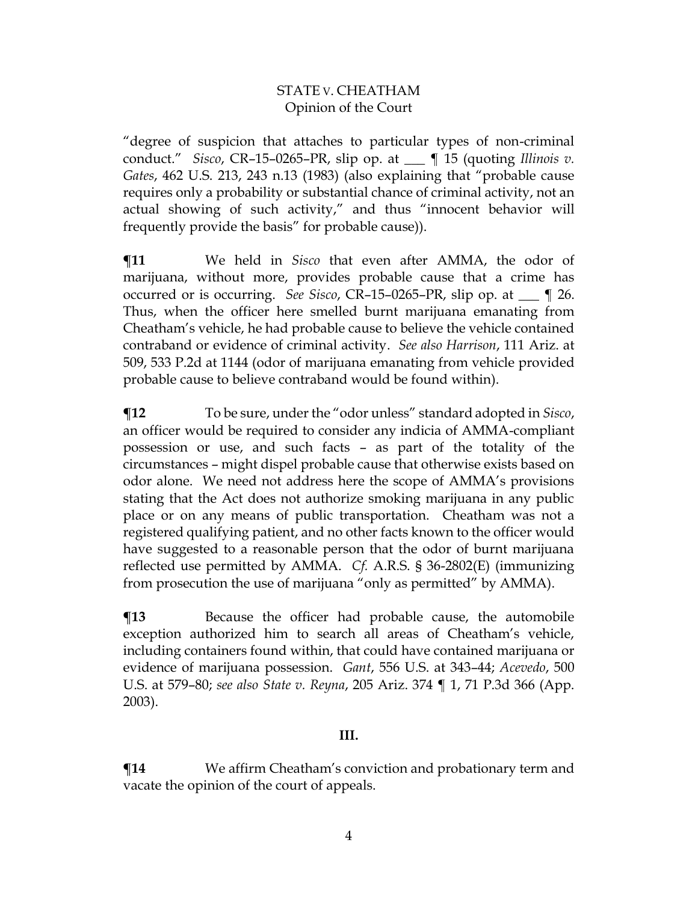"degree of suspicion that attaches to particular types of non-criminal conduct." *Sisco*, CR–15–0265–PR, slip op. at ___ ¶ 15 (quoting *Illinois v. Gates*, 462 U.S. 213, 243 n.13 (1983) (also explaining that "probable cause requires only a probability or substantial chance of criminal activity, not an actual showing of such activity," and thus "innocent behavior will frequently provide the basis" for probable cause)).

**¶11** We held in *Sisco* that even after AMMA, the odor of marijuana, without more, provides probable cause that a crime has occurred or is occurring. *See Sisco*, CR–15–0265–PR, slip op. at ___ ¶ 26. Thus, when the officer here smelled burnt marijuana emanating from Cheatham's vehicle, he had probable cause to believe the vehicle contained contraband or evidence of criminal activity. *See also Harrison*, 111 Ariz. at 509, 533 P.2d at 1144 (odor of marijuana emanating from vehicle provided probable cause to believe contraband would be found within).

**¶12** To be sure, under the "odor unless" standard adopted in *Sisco*, an officer would be required to consider any indicia of AMMA-compliant possession or use, and such facts – as part of the totality of the circumstances – might dispel probable cause that otherwise exists based on odor alone. We need not address here the scope of AMMA's provisions stating that the Act does not authorize smoking marijuana in any public place or on any means of public transportation. Cheatham was not a registered qualifying patient, and no other facts known to the officer would have suggested to a reasonable person that the odor of burnt marijuana reflected use permitted by AMMA. *Cf.* A.R.S. § 36-2802(E) (immunizing from prosecution the use of marijuana "only as permitted" by AMMA).

**¶13** Because the officer had probable cause, the automobile exception authorized him to search all areas of Cheatham's vehicle, including containers found within, that could have contained marijuana or evidence of marijuana possession. *Gant*, 556 U.S. at 343–44; *Acevedo*, 500 U.S. at 579–80; *see also State v. Reyna*, 205 Ariz. 374 ¶ 1, 71 P.3d 366 (App. 2003).

## III.

**¶14** We affirm Cheatham's conviction and probationary term and vacate the opinion of the court of appeals.